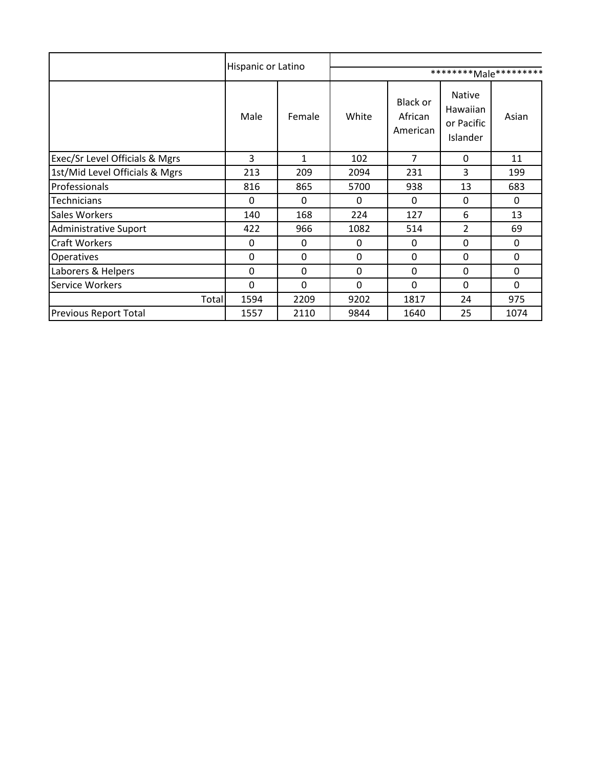| | Hispanic or Latino | | ********Male********* | | | |
|---|---|---|---|---|---|---|
| | Male | Female | White | Black or African American | Native Hawaiian or Pacific Islander | Asian |
| Exec/Sr Level Officials & Mgrs | 3 | 1 | 102 | 7 | 0 | 11 |
| 1st/Mid Level Officials & Mgrs | 213 | 209 | 2094 | 231 | 3 | 199 |
| Professionals | 816 | 865 | 5700 | 938 | 13 | 683 |
| Technicians | 0 | 0 | 0 | 0 | 0 | 0 |
| Sales Workers | 140 | 168 | 224 | 127 | 6 | 13 |
| Administrative Suport | 422 | 966 | 1082 | 514 | 2 | 69 |
| Craft Workers | 0 | 0 | 0 | 0 | 0 | 0 |
| Operatives | 0 | 0 | 0 | 0 | 0 | 0 |
| Laborers & Helpers | 0 | 0 | 0 | 0 | 0 | 0 |
| Service Workers | 0 | 0 | 0 | 0 | 0 | 0 |
| Total | 1594 | 2209 | 9202 | 1817 | 24 | 975 |
| Previous Report Total | 1557 | 2110 | 9844 | 1640 | 25 | 1074 |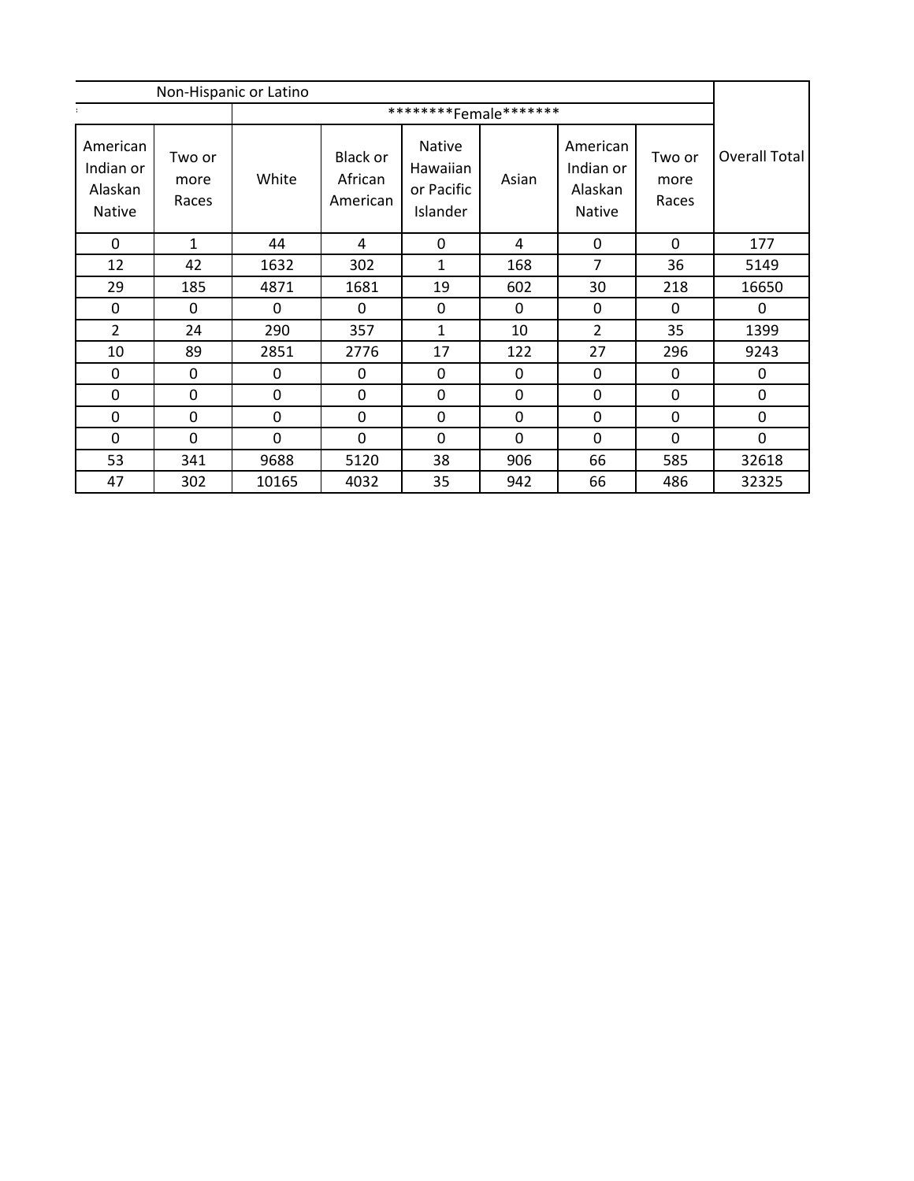| Non-Hispanic or Latino | | | | | | | | |
|---|---|---|---|---|---|---|---|---|
| | | ********Female******* | | | | | | Overall Total |
| American Indian or Alaskan Native | Two or more Races | White | Black or African American | Native Hawaiian or Pacific Islander | Asian | American Indian or Alaskan Native | Two or more Races | |
| 0 | 1 | 44 | 4 | 0 | 4 | 0 | 0 | 177 |
| 12 | 42 | 1632 | 302 | 1 | 168 | 7 | 36 | 5149 |
| 29 | 185 | 4871 | 1681 | 19 | 602 | 30 | 218 | 16650 |
| 0 | 0 | 0 | 0 | 0 | 0 | 0 | 0 | 0 |
| 2 | 24 | 290 | 357 | 1 | 10 | 2 | 35 | 1399 |
| 10 | 89 | 2851 | 2776 | 17 | 122 | 27 | 296 | 9243 |
| 0 | 0 | 0 | 0 | 0 | 0 | 0 | 0 | 0 |
| 0 | 0 | 0 | 0 | 0 | 0 | 0 | 0 | 0 |
| 0 | 0 | 0 | 0 | 0 | 0 | 0 | 0 | 0 |
| 0 | 0 | 0 | 0 | 0 | 0 | 0 | 0 | 0 |
| 53 | 341 | 9688 | 5120 | 38 | 906 | 66 | 585 | 32618 |
| 47 | 302 | 10165 | 4032 | 35 | 942 | 66 | 486 | 32325 |